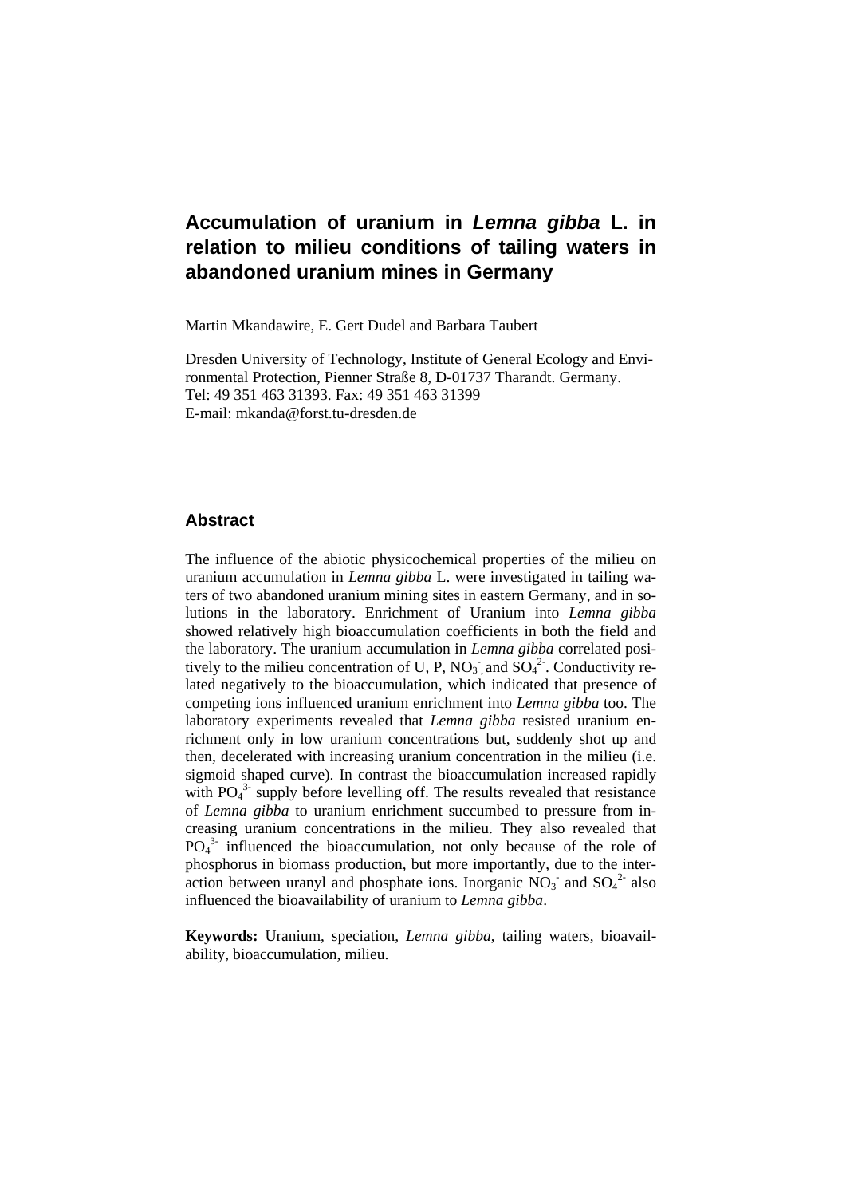# Accumulation of uranium in *Lemna gibba* L. in relation to milieu conditions of tailing waters in abandoned uranium mines in Germany

Martin Mkandawire, E. Gert Dudel and Barbara Taubert

Dresden University of Technology, Institute of General Ecology and Environmental Protection, Pienner Straße 8, D-01737 Tharandt. Germany.
Tel: 49 351 463 31393. Fax: 49 351 463 31399
E-mail: mkanda@forst.tu-dresden.de

## Abstract

The influence of the abiotic physicochemical properties of the milieu on uranium accumulation in *Lemna gibba* L. were investigated in tailing waters of two abandoned uranium mining sites in eastern Germany, and in solutions in the laboratory. Enrichment of Uranium into *Lemna gibba* showed relatively high bioaccumulation coefficients in both the field and the laboratory. The uranium accumulation in *Lemna gibba* correlated positively to the milieu concentration of U, P, $NO_3^-$, and $SO_4^{2-}$. Conductivity related negatively to the bioaccumulation, which indicated that presence of competing ions influenced uranium enrichment into *Lemna gibba* too. The laboratory experiments revealed that *Lemna gibba* resisted uranium enrichment only in low uranium concentrations but, suddenly shot up and then, decelerated with increasing uranium concentration in the milieu (i.e. sigmoid shaped curve). In contrast the bioaccumulation increased rapidly with $PO_4^{3-}$ supply before levelling off. The results revealed that resistance of *Lemna gibba* to uranium enrichment succumbed to pressure from increasing uranium concentrations in the milieu. They also revealed that $PO_4^{3-}$ influenced the bioaccumulation, not only because of the role of phosphorus in biomass production, but more importantly, due to the interaction between uranyl and phosphate ions. Inorganic $NO_3^-$ and $SO_4^{2-}$ also influenced the bioavailability of uranium to *Lemna gibba*.

**Keywords:** Uranium, speciation, *Lemna gibba*, tailing waters, bioavailability, bioaccumulation, milieu.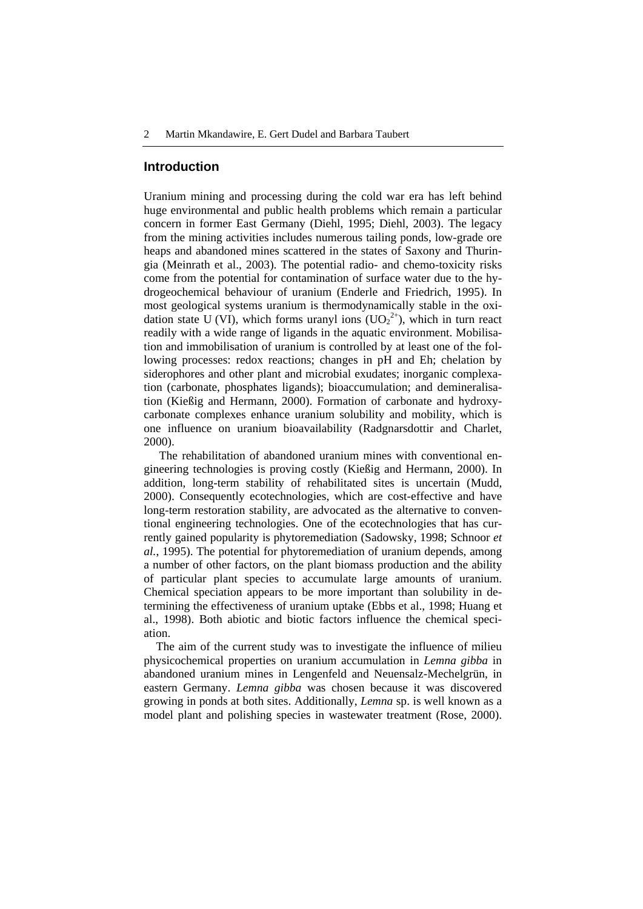## Introduction

Uranium mining and processing during the cold war era has left behind huge environmental and public health problems which remain a particular concern in former East Germany (Diehl, 1995; Diehl, 2003). The legacy from the mining activities includes numerous tailing ponds, low-grade ore heaps and abandoned mines scattered in the states of Saxony and Thuringia (Meinrath et al., 2003). The potential radio- and chemo-toxicity risks come from the potential for contamination of surface water due to the hydrogeochemical behaviour of uranium (Enderle and Friedrich, 1995). In most geological systems uranium is thermodynamically stable in the oxidation state U (VI), which forms uranyl ions ($UO_2^{2+}$), which in turn react readily with a wide range of ligands in the aquatic environment. Mobilisation and immobilisation of uranium is controlled by at least one of the following processes: redox reactions; changes in pH and Eh; chelation by siderophores and other plant and microbial exudates; inorganic complexation (carbonate, phosphates ligands); bioaccumulation; and demineralisation (Kießig and Hermann, 2000). Formation of carbonate and hydroxy-carbonate complexes enhance uranium solubility and mobility, which is one influence on uranium bioavailability (Radgnarsdottir and Charlet, 2000).

The rehabilitation of abandoned uranium mines with conventional engineering technologies is proving costly (Kießig and Hermann, 2000). In addition, long-term stability of rehabilitated sites is uncertain (Mudd, 2000). Consequently ecotechnologies, which are cost-effective and have long-term restoration stability, are advocated as the alternative to conventional engineering technologies. One of the ecotechnologies that has currently gained popularity is phytoremediation (Sadowsky, 1998; Schnoor *et al.*, 1995). The potential for phytoremediation of uranium depends, among a number of other factors, on the plant biomass production and the ability of particular plant species to accumulate large amounts of uranium. Chemical speciation appears to be more important than solubility in determining the effectiveness of uranium uptake (Ebbs et al., 1998; Huang et al., 1998). Both abiotic and biotic factors influence the chemical speciation.

The aim of the current study was to investigate the influence of milieu physicochemical properties on uranium accumulation in *Lemna gibba* in abandoned uranium mines in Lengenfeld and Neuensalz-Mechelgrün, in eastern Germany. *Lemna gibba* was chosen because it was discovered growing in ponds at both sites. Additionally, *Lemna* sp. is well known as a model plant and polishing species in wastewater treatment (Rose, 2000).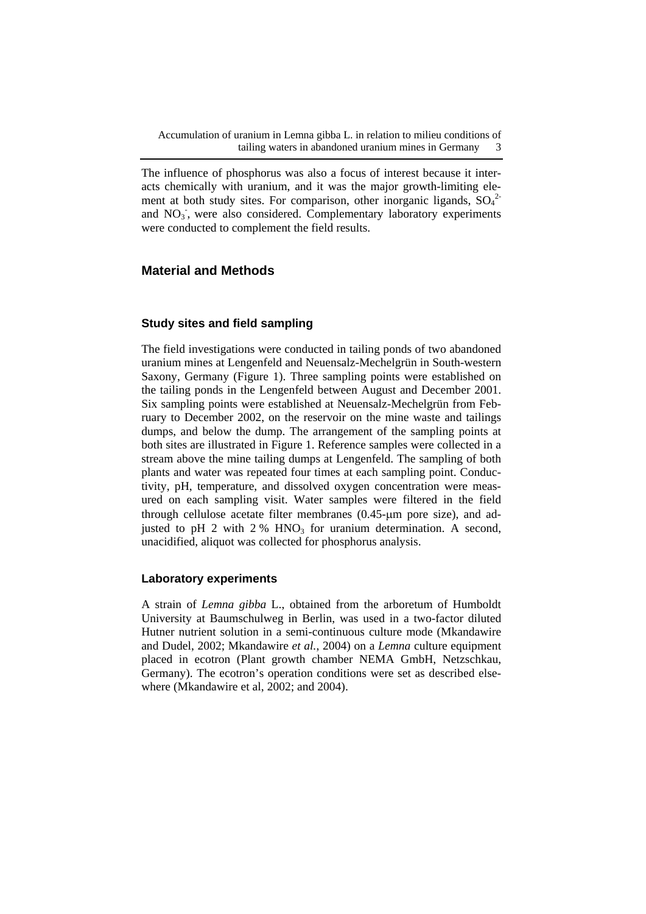The influence of phosphorus was also a focus of interest because it interacts chemically with uranium, and it was the major growth-limiting element at both study sites. For comparison, other inorganic ligands, $SO_4^{2-}$ and $NO_3^-$, were also considered. Complementary laboratory experiments were conducted to complement the field results.

## Material and Methods

### Study sites and field sampling

The field investigations were conducted in tailing ponds of two abandoned uranium mines at Lengenfeld and Neuensalz-Mechelgrün in South-western Saxony, Germany (Figure 1). Three sampling points were established on the tailing ponds in the Lengenfeld between August and December 2001. Six sampling points were established at Neuensalz-Mechelgrün from February to December 2002, on the reservoir on the mine waste and tailings dumps, and below the dump. The arrangement of the sampling points at both sites are illustrated in Figure 1. Reference samples were collected in a stream above the mine tailing dumps at Lengenfeld. The sampling of both plants and water was repeated four times at each sampling point. Conductivity, pH, temperature, and dissolved oxygen concentration were measured on each sampling visit. Water samples were filtered in the field through cellulose acetate filter membranes (0.45-μm pore size), and adjusted to pH 2 with 2 % $HNO_3$ for uranium determination. A second, unacidified, aliquot was collected for phosphorus analysis.

### Laboratory experiments

A strain of *Lemna gibba* L., obtained from the arboretum of Humboldt University at Baumschulweg in Berlin, was used in a two-factor diluted Hutner nutrient solution in a semi-continuous culture mode (Mkandawire and Dudel, 2002; Mkandawire *et al.*, 2004) on a *Lemna* culture equipment placed in ecotron (Plant growth chamber NEMA GmbH, Netzschkau, Germany). The ecotron's operation conditions were set as described elsewhere (Mkandawire et al, 2002; and 2004).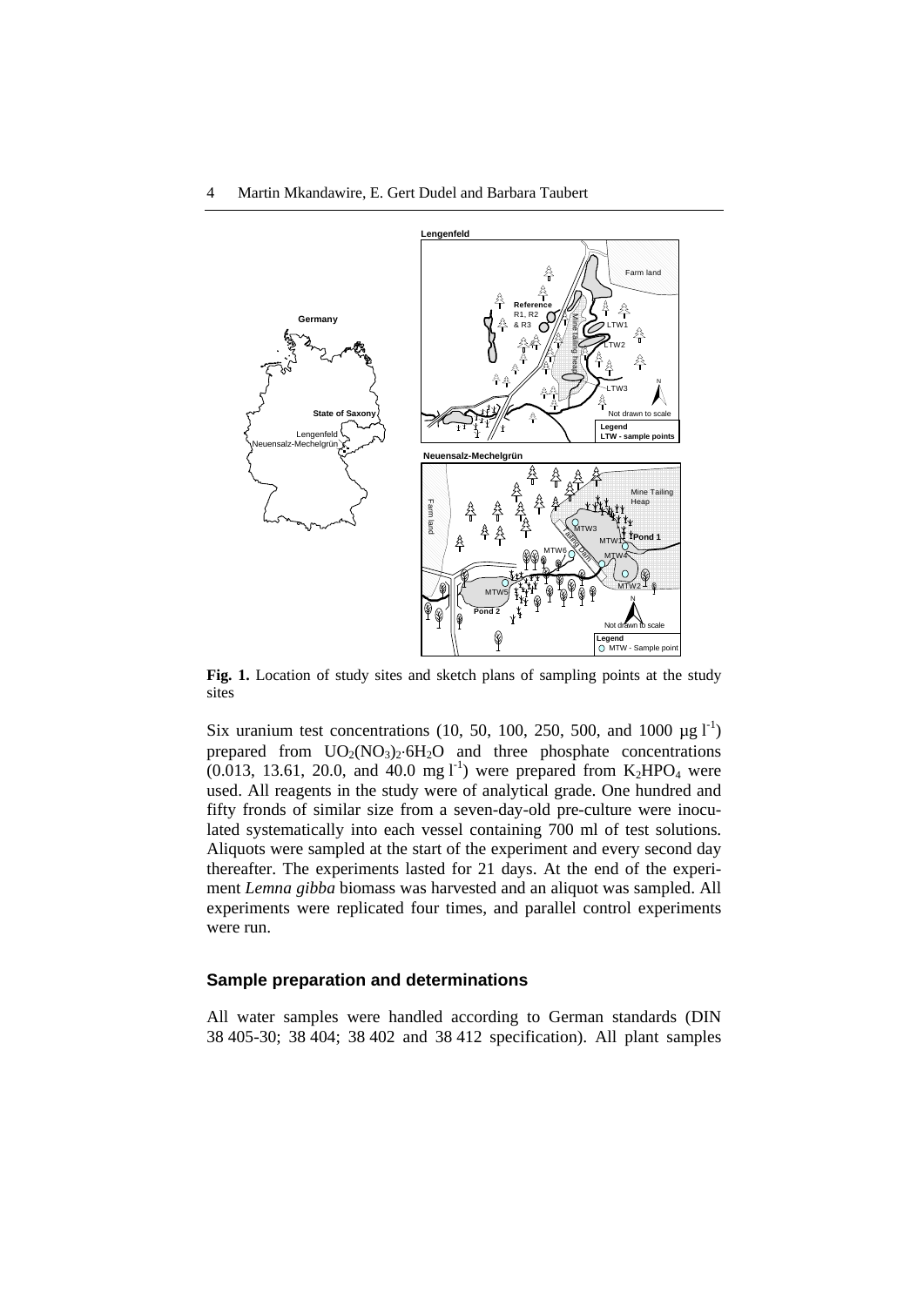**Fig. 1.** Location of study sites and sketch plans of sampling points at the study sites

Six uranium test concentrations (10, 50, 100, 250, 500, and 1000 µg $l^{-1}$) prepared from $UO_2(NO_3)_2 \cdot 6H_2O$ and three phosphate concentrations (0.013, 13.61, 20.0, and 40.0 mg $l^{-1}$) were prepared from $K_2HPO_4$ were used. All reagents in the study were of analytical grade. One hundred and fifty fronds of similar size from a seven-day-old pre-culture were inoculated systematically into each vessel containing 700 ml of test solutions. Aliquots were sampled at the start of the experiment and every second day thereafter. The experiments lasted for 21 days. At the end of the experiment *Lemna gibba* biomass was harvested and an aliquot was sampled. All experiments were replicated four times, and parallel control experiments were run.

## Sample preparation and determinations

All water samples were handled according to German standards (DIN 38 405-30; 38 404; 38 402 and 38 412 specification). All plant samples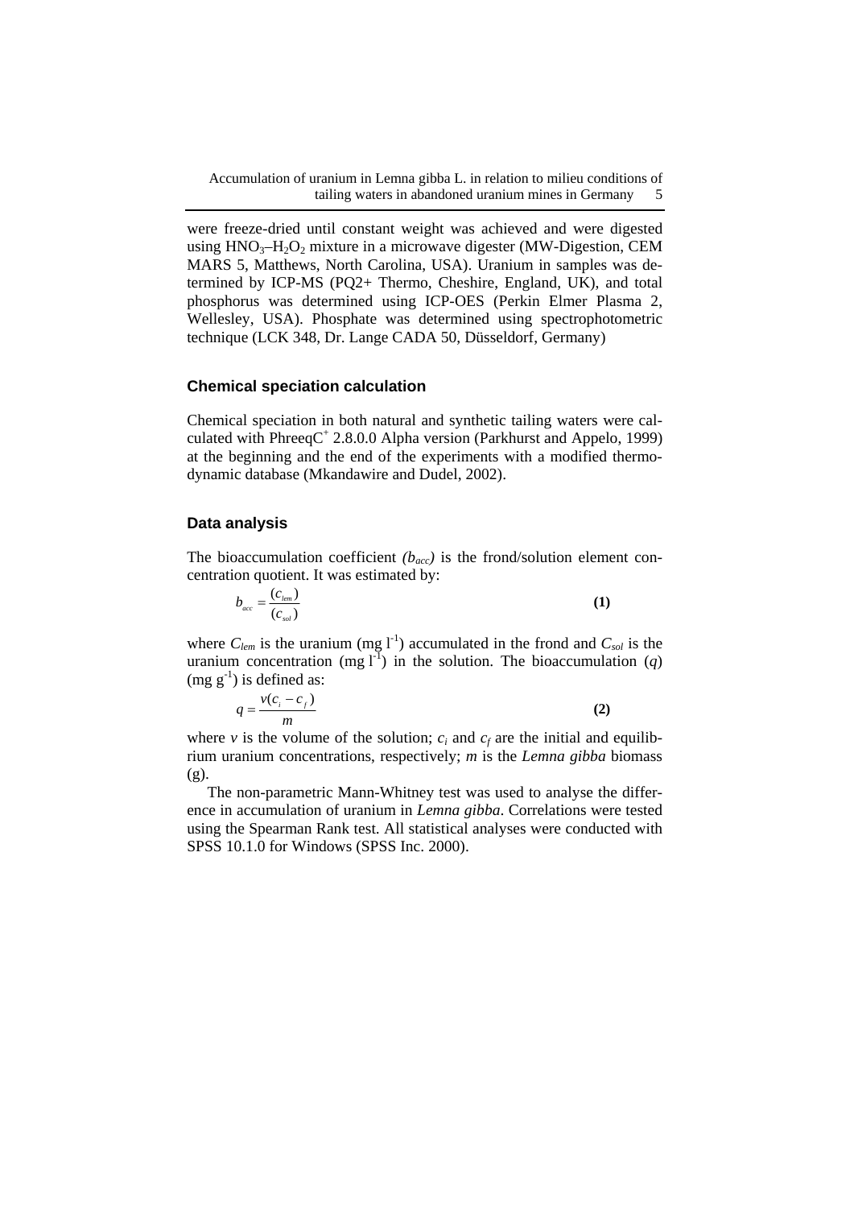were freeze-dried until constant weight was achieved and were digested using $HNO_3$–$H_2O_2$ mixture in a microwave digester (MW-Digestion, CEM MARS 5, Matthews, North Carolina, USA). Uranium in samples was determined by ICP-MS (PQ2+ Thermo, Cheshire, England, UK), and total phosphorus was determined using ICP-OES (Perkin Elmer Plasma 2, Wellesley, USA). Phosphate was determined using spectrophotometric technique (LCK 348, Dr. Lange CADA 50, Düsseldorf, Germany)

## Chemical speciation calculation

Chemical speciation in both natural and synthetic tailing waters were calculated with PhreeqC[+] 2.8.0.0 Alpha version (Parkhurst and Appelo, 1999) at the beginning and the end of the experiments with a modified thermodynamic database (Mkandawire and Dudel, 2002).

## Data analysis

The bioaccumulation coefficient *($b_{acc}$)* is the frond/solution element concentration quotient. It was estimated by:

$$b_{acc} = \frac{(c_{lem})}{(c_{sol})} \tag{1}$$

where $C_{lem}$ is the uranium (mg $l^{-1}$) accumulated in the frond and $C_{sol}$ is the uranium concentration (mg $l^{-1}$) in the solution. The bioaccumulation ($q$) (mg $g^{-1}$) is defined as:

$$q = \frac{v(c_i - c_f)}{m} \tag{2}$$

where $v$ is the volume of the solution; $c_i$ and $c_f$ are the initial and equilibrium uranium concentrations, respectively; $m$ is the *Lemna gibba* biomass (g).

The non-parametric Mann-Whitney test was used to analyse the difference in accumulation of uranium in *Lemna gibba*. Correlations were tested using the Spearman Rank test. All statistical analyses were conducted with SPSS 10.1.0 for Windows (SPSS Inc. 2000).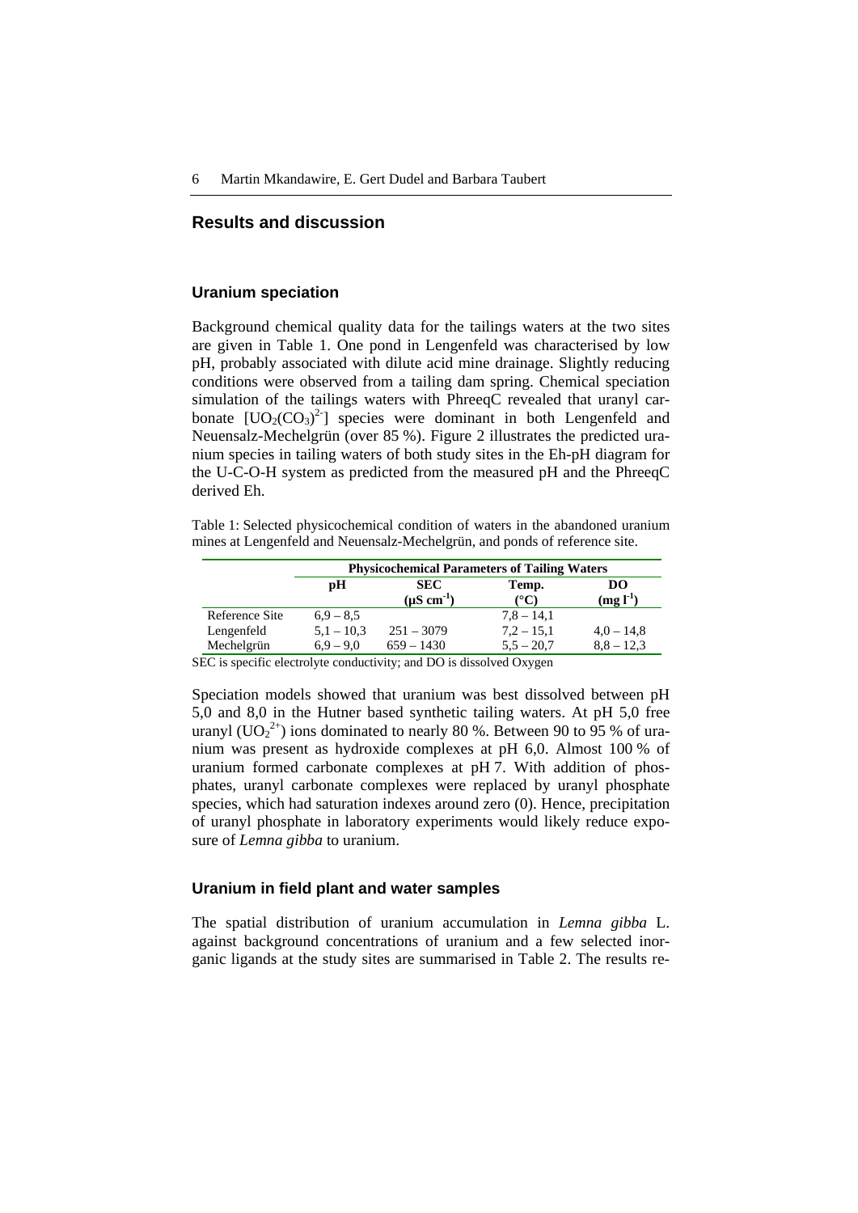## Results and discussion

### Uranium speciation

Background chemical quality data for the tailings waters at the two sites are given in Table 1. One pond in Lengenfeld was characterised by low pH, probably associated with dilute acid mine drainage. Slightly reducing conditions were observed from a tailing dam spring. Chemical speciation simulation of the tailings waters with PhreeqC revealed that uranyl carbonate $[UO_2(CO_3)^{2-}]$ species were dominant in both Lengenfeld and Neuensalz-Mechelgrün (over 85 %). Figure 2 illustrates the predicted uranium species in tailing waters of both study sites in the Eh-pH diagram for the U-C-O-H system as predicted from the measured pH and the PhreeqC derived Eh.

Table 1: Selected physicochemical condition of waters in the abandoned uranium mines at Lengenfeld and Neuensalz-Mechelgrün, and ponds of reference site.

| | Physicochemical Parameters of Tailing Waters | | | |
|---|---|---|---|---|
| | pH | SEC ($\mu S\ cm^{-1}$) | Temp. (°C) | DO ($mg\ l^{-1}$) |
| Reference Site | 6,9 – 8,5 | | 7,8 – 14,1 | |
| Lengenfeld | 5,1 – 10,3 | 251 – 3079 | 7,2 – 15,1 | 4,0 – 14,8 |
| Mechelgrün | 6,9 – 9,0 | 659 – 1430 | 5,5 – 20,7 | 8,8 – 12,3 |

SEC is specific electrolyte conductivity; and DO is dissolved Oxygen

Speciation models showed that uranium was best dissolved between pH 5,0 and 8,0 in the Hutner based synthetic tailing waters. At pH 5,0 free uranyl ($UO_2^{2+}$) ions dominated to nearly 80 %. Between 90 to 95 % of uranium was present as hydroxide complexes at pH 6,0. Almost 100 % of uranium formed carbonate complexes at pH 7. With addition of phosphates, uranyl carbonate complexes were replaced by uranyl phosphate species, which had saturation indexes around zero (0). Hence, precipitation of uranyl phosphate in laboratory experiments would likely reduce exposure of *Lemna gibba* to uranium.

### Uranium in field plant and water samples

The spatial distribution of uranium accumulation in *Lemna gibba* L. against background concentrations of uranium and a few selected inorganic ligands at the study sites are summarised in Table 2. The results re-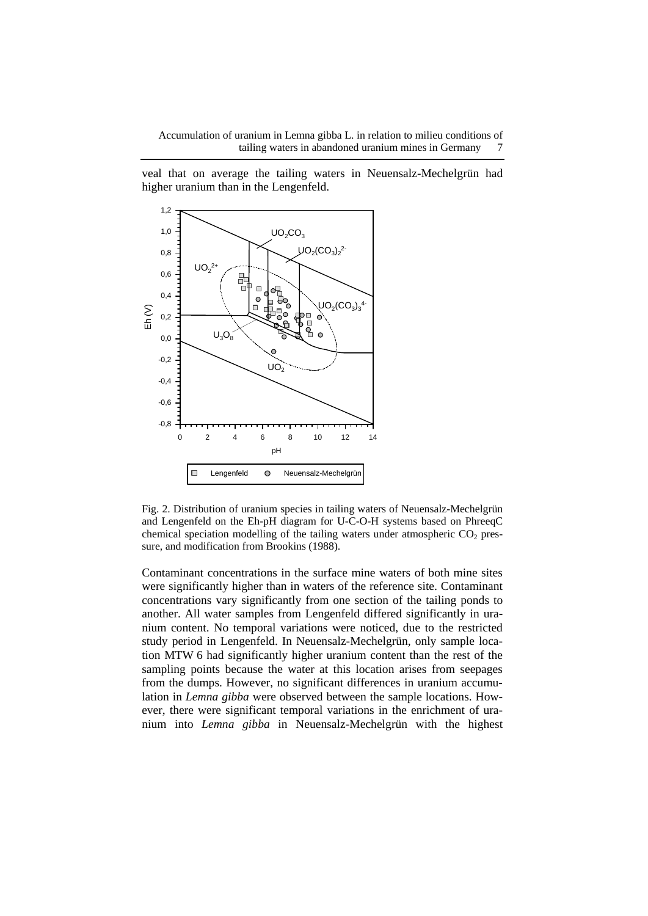veal that on average the tailing waters in Neuensalz-Mechelgrün had higher uranium than in the Lengenfeld.

Fig. 2. Distribution of uranium species in tailing waters of Neuensalz-Mechelgrün and Lengenfeld on the Eh-pH diagram for U-C-O-H systems based on PhreeqC chemical speciation modelling of the tailing waters under atmospheric $CO_2$ pressure, and modification from Brookins (1988).

Contaminant concentrations in the surface mine waters of both mine sites were significantly higher than in waters of the reference site. Contaminant concentrations vary significantly from one section of the tailing ponds to another. All water samples from Lengenfeld differed significantly in uranium content. No temporal variations were noticed, due to the restricted study period in Lengenfeld. In Neuensalz-Mechelgrün, only sample location MTW 6 had significantly higher uranium content than the rest of the sampling points because the water at this location arises from seepages from the dumps. However, no significant differences in uranium accumulation in *Lemna gibba* were observed between the sample locations. However, there were significant temporal variations in the enrichment of uranium into *Lemna gibba* in Neuensalz-Mechelgrün with the highest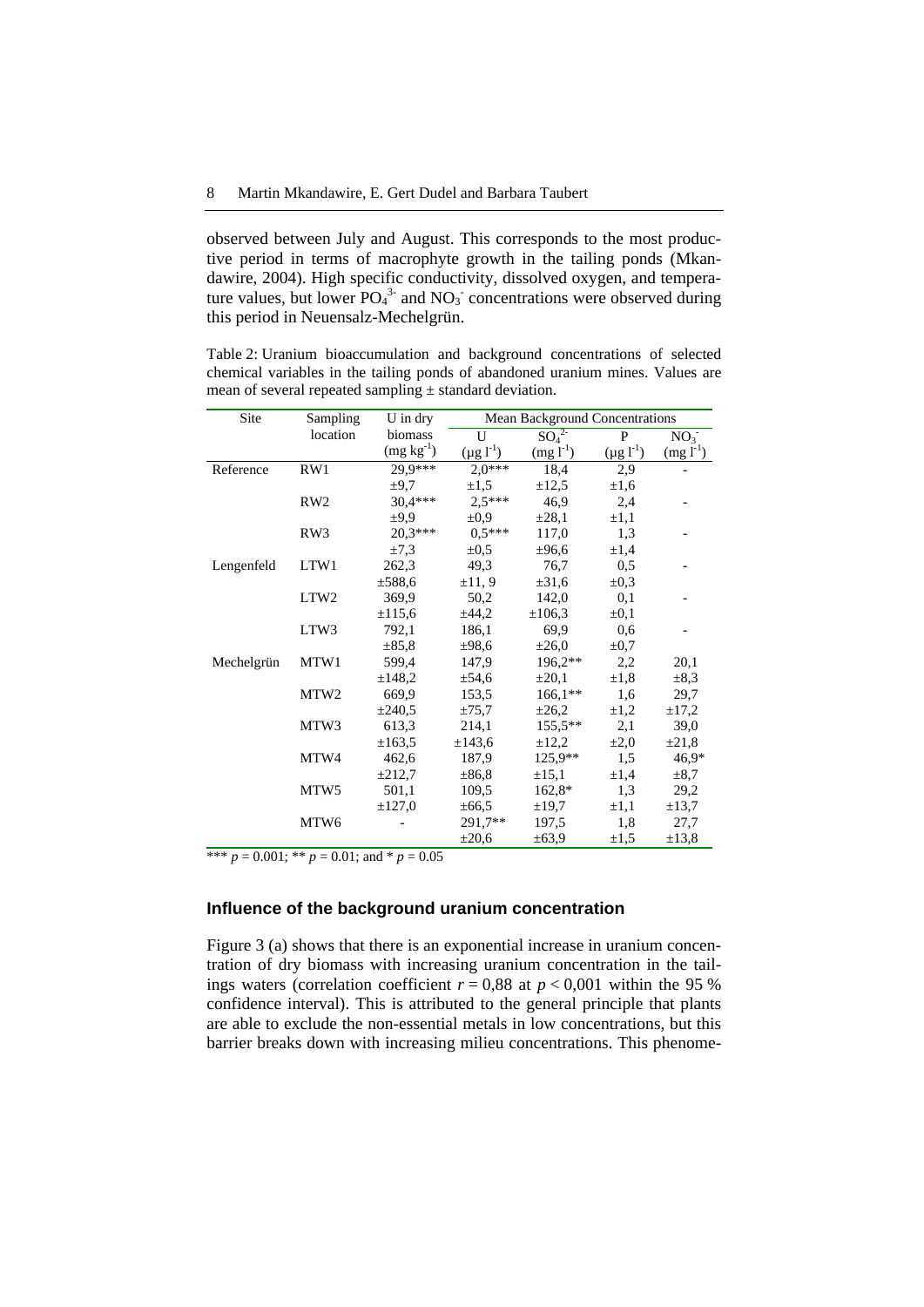observed between July and August. This corresponds to the most productive period in terms of macrophyte growth in the tailing ponds (Mkandawire, 2004). High specific conductivity, dissolved oxygen, and temperature values, but lower $PO_4^{3-}$ and $NO_3^-$ concentrations were observed during this period in Neuensalz-Mechelgrün.

Table 2: Uranium bioaccumulation and background concentrations of selected chemical variables in the tailing ponds of abandoned uranium mines. Values are mean of several repeated sampling ± standard deviation.

| Site | Sampling location | U in dry biomass ($mg\ kg^{-1}$) | Mean Background Concentrations | | | |
|---|---|---|---|---|---|---|
| | | | U ($\mu g\ l^{-1}$) | $SO_4^{2-}$ ($mg\ l^{-1}$) | P ($\mu g\ l^{-1}$) | $NO_3^-$ ($mg\ l^{-1}$) |
| Reference | RW1 | 29,9*** | 2,0*** | 18,4 | 2,9 | - |
| | | ±9,7 | ±1,5 | ±12,5 | ±1,6 | |
| | RW2 | 30,4*** | 2,5*** | 46,9 | 2,4 | - |
| | | ±9,9 | ±0,9 | ±28,1 | ±1,1 | |
| | RW3 | 20,3*** | 0,5*** | 117,0 | 1,3 | - |
| | | ±7,3 | ±0,5 | ±96,6 | ±1,4 | |
| Lengenfeld | LTW1 | 262,3 | 49,3 | 76,7 | 0,5 | - |
| | | ±588,6 | ±11, 9 | ±31,6 | ±0,3 | |
| | LTW2 | 369,9 | 50,2 | 142,0 | 0,1 | - |
| | | ±115,6 | ±44,2 | ±106,3 | ±0,1 | |
| | LTW3 | 792,1 | 186,1 | 69,9 | 0,6 | - |
| | | ±85,8 | ±98,6 | ±26,0 | ±0,7 | |
| Mechelgrün | MTW1 | 599,4 | 147,9 | 196,2** | 2,2 | 20,1 |
| | | ±148,2 | ±54,6 | ±20,1 | ±1,8 | ±8,3 |
| | MTW2 | 669,9 | 153,5 | 166,1** | 1,6 | 29,7 |
| | | ±240,5 | ±75,7 | ±26,2 | ±1,2 | ±17,2 |
| | MTW3 | 613,3 | 214,1 | 155,5** | 2,1 | 39,0 |
| | | ±163,5 | ±143,6 | ±12,2 | ±2,0 | ±21,8 |
| | MTW4 | 462,6 | 187,9 | 125,9** | 1,5 | 46,9* |
| | | ±212,7 | ±86,8 | ±15,1 | ±1,4 | ±8,7 |
| | MTW5 | 501,1 | 109,5 | 162,8* | 1,3 | 29,2 |
| | | ±127,0 | ±66,5 | ±19,7 | ±1,1 | ±13,7 |
| | MTW6 | - | 291,7** | 197,5 | 1,8 | 27,7 |
| | | | ±20,6 | ±63,9 | ±1,5 | ±13,8 |

*** $p = 0.001$; ** $p = 0.01$; and * $p = 0.05$

## Influence of the background uranium concentration

Figure 3 (a) shows that there is an exponential increase in uranium concentration of dry biomass with increasing uranium concentration in the tailings waters (correlation coefficient $r = 0{,}88$ at $p < 0{,}001$ within the 95 % confidence interval). This is attributed to the general principle that plants are able to exclude the non-essential metals in low concentrations, but this barrier breaks down with increasing milieu concentrations. This phenome-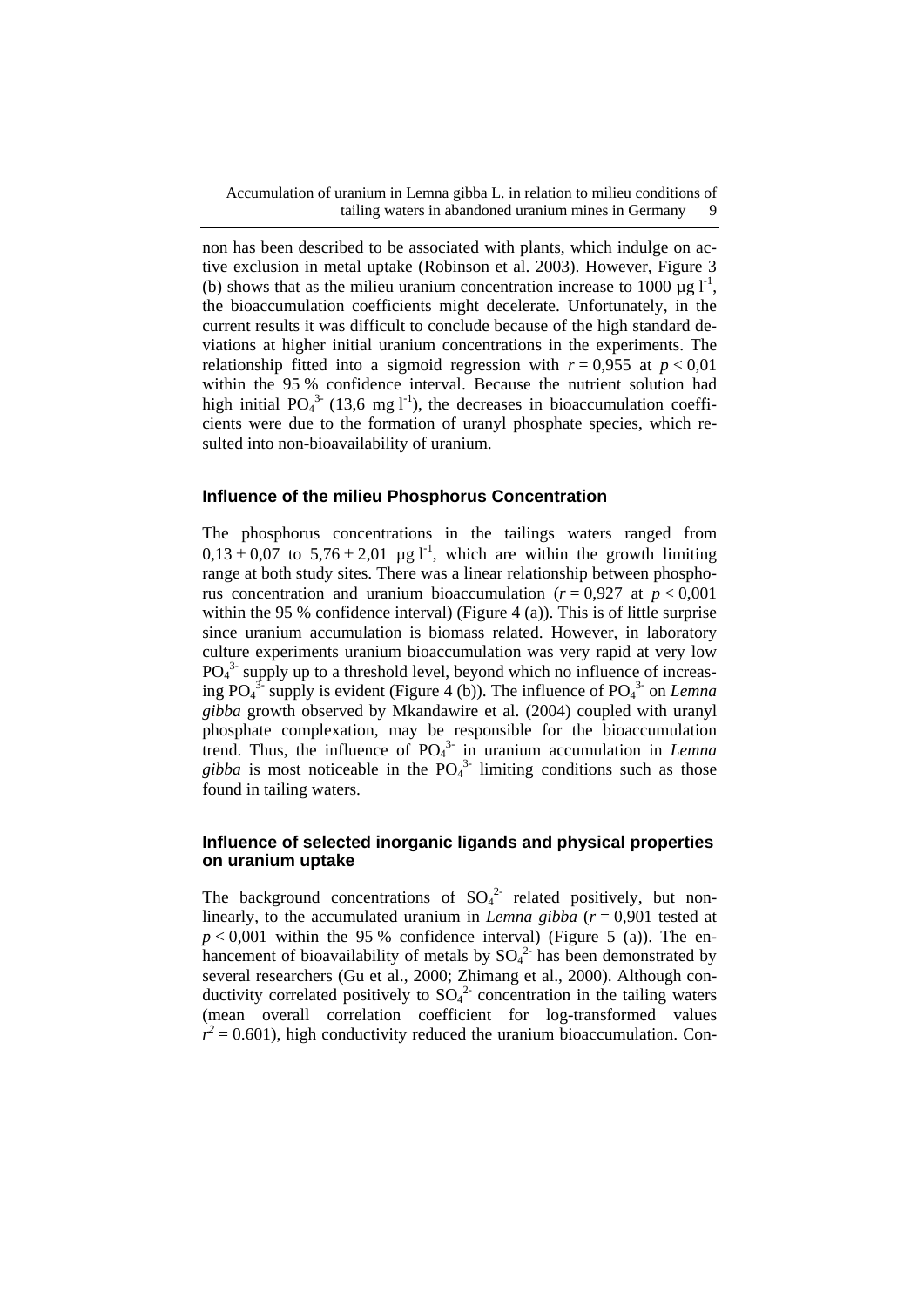non has been described to be associated with plants, which indulge on active exclusion in metal uptake (Robinson et al. 2003). However, Figure 3 (b) shows that as the milieu uranium concentration increase to 1000 µg l$^{-1}$, the bioaccumulation coefficients might decelerate. Unfortunately, in the current results it was difficult to conclude because of the high standard deviations at higher initial uranium concentrations in the experiments. The relationship fitted into a sigmoid regression with $r = 0{,}955$ at $p < 0{,}01$ within the 95 % confidence interval. Because the nutrient solution had high initial $PO_4^{3-}$ (13,6 mg l$^{-1}$), the decreases in bioaccumulation coefficients were due to the formation of uranyl phosphate species, which resulted into non-bioavailability of uranium.

## Influence of the milieu Phosphorus Concentration

The phosphorus concentrations in the tailings waters ranged from $0{,}13 \pm 0{,}07$ to $5{,}76 \pm 2{,}01$ µg l$^{-1}$, which are within the growth limiting range at both study sites. There was a linear relationship between phosphorus concentration and uranium bioaccumulation ($r = 0{,}927$ at $p < 0{,}001$ within the 95 % confidence interval) (Figure 4 (a)). This is of little surprise since uranium accumulation is biomass related. However, in laboratory culture experiments uranium bioaccumulation was very rapid at very low $PO_4^{3-}$ supply up to a threshold level, beyond which no influence of increasing $PO_4^{3-}$ supply is evident (Figure 4 (b)). The influence of $PO_4^{3-}$ on *Lemna gibba* growth observed by Mkandawire et al. (2004) coupled with uranyl phosphate complexation, may be responsible for the bioaccumulation trend. Thus, the influence of $PO_4^{3-}$ in uranium accumulation in *Lemna gibba* is most noticeable in the $PO_4^{3-}$ limiting conditions such as those found in tailing waters.

## Influence of selected inorganic ligands and physical properties on uranium uptake

The background concentrations of $SO_4^{2-}$ related positively, but non-linearly, to the accumulated uranium in *Lemna gibba* ($r = 0{,}901$ tested at $p < 0{,}001$ within the 95 % confidence interval) (Figure 5 (a)). The enhancement of bioavailability of metals by $SO_4^{2-}$ has been demonstrated by several researchers (Gu et al., 2000; Zhimang et al., 2000). Although conductivity correlated positively to $SO_4^{2-}$ concentration in the tailing waters (mean overall correlation coefficient for log-transformed values $r^2 = 0.601$), high conductivity reduced the uranium bioaccumulation. Con-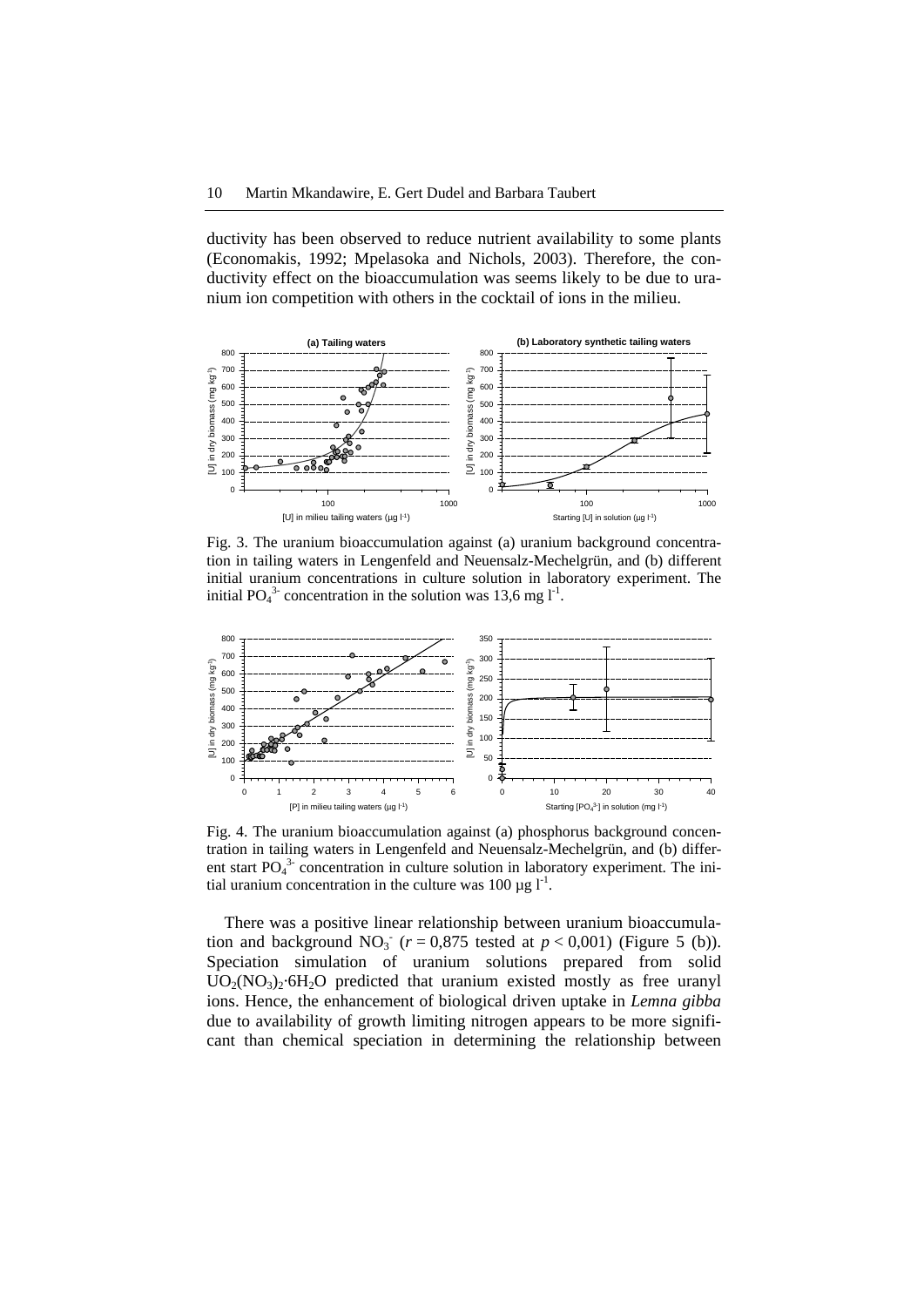ductivity has been observed to reduce nutrient availability to some plants (Economakis, 1992; Mpelasoka and Nichols, 2003). Therefore, the conductivity effect on the bioaccumulation was seems likely to be due to uranium ion competition with others in the cocktail of ions in the milieu.

Fig. 3. The uranium bioaccumulation against (a) uranium background concentration in tailing waters in Lengenfeld and Neuensalz-Mechelgrün, and (b) different initial uranium concentrations in culture solution in laboratory experiment. The initial $PO_4^{3-}$ concentration in the solution was 13,6 mg $l^{-1}$.

Fig. 4. The uranium bioaccumulation against (a) phosphorus background concentration in tailing waters in Lengenfeld and Neuensalz-Mechelgrün, and (b) different start $PO_4^{3-}$ concentration in culture solution in laboratory experiment. The initial uranium concentration in the culture was 100 µg $l^{-1}$.

There was a positive linear relationship between uranium bioaccumulation and background $NO_3^-$ ($r = 0,875$ tested at $p < 0,001$) (Figure 5 (b)). Speciation simulation of uranium solutions prepared from solid $UO_2(NO_3)_2{\cdot}6H_2O$ predicted that uranium existed mostly as free uranyl ions. Hence, the enhancement of biological driven uptake in *Lemna gibba* due to availability of growth limiting nitrogen appears to be more significant than chemical speciation in determining the relationship between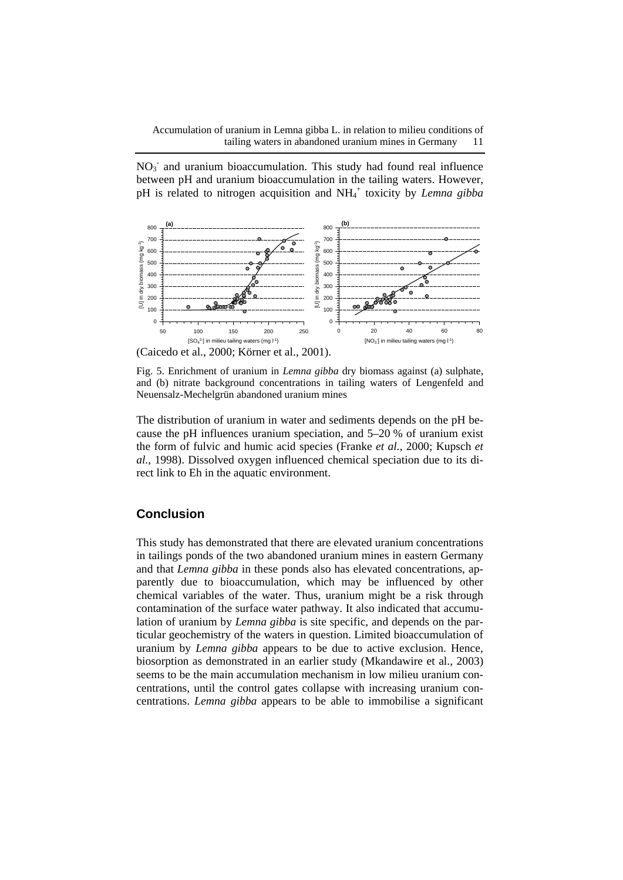$NO_3^-$ and uranium bioaccumulation. This study had found real influence between pH and uranium bioaccumulation in the tailing waters. However, pH is related to nitrogen acquisition and $NH_4^+$ toxicity by *Lemna gibba* (Caicedo et al., 2000; Körner et al., 2001).

Fig. 5. Enrichment of uranium in *Lemna gibba* dry biomass against (a) sulphate, and (b) nitrate background concentrations in tailing waters of Lengenfeld and Neuensalz-Mechelgrün abandoned uranium mines

The distribution of uranium in water and sediments depends on the pH because the pH influences uranium speciation, and 5–20 % of uranium exist the form of fulvic and humic acid species (Franke *et al.*, 2000; Kupsch *et al.*, 1998). Dissolved oxygen influenced chemical speciation due to its direct link to Eh in the aquatic environment.

## Conclusion

This study has demonstrated that there are elevated uranium concentrations in tailings ponds of the two abandoned uranium mines in eastern Germany and that *Lemna gibba* in these ponds also has elevated concentrations, apparently due to bioaccumulation, which may be influenced by other chemical variables of the water. Thus, uranium might be a risk through contamination of the surface water pathway. It also indicated that accumulation of uranium by *Lemna gibba* is site specific, and depends on the particular geochemistry of the waters in question. Limited bioaccumulation of uranium by *Lemna gibba* appears to be due to active exclusion. Hence, biosorption as demonstrated in an earlier study (Mkandawire et al., 2003) seems to be the main accumulation mechanism in low milieu uranium concentrations, until the control gates collapse with increasing uranium concentrations. *Lemna gibba* appears to be able to immobilise a significant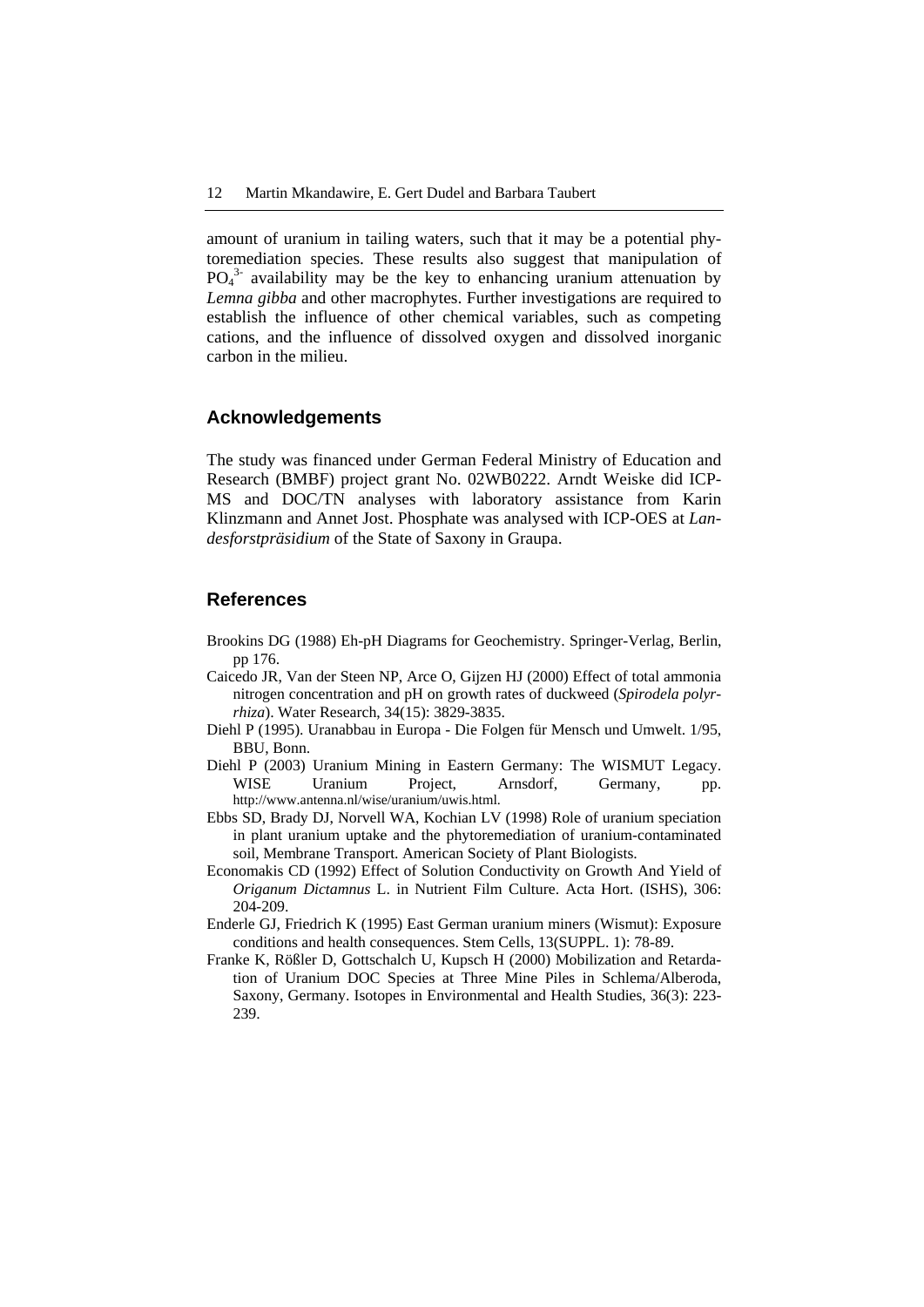amount of uranium in tailing waters, such that it may be a potential phytoremediation species. These results also suggest that manipulation of $PO_4^{3-}$ availability may be the key to enhancing uranium attenuation by *Lemna gibba* and other macrophytes. Further investigations are required to establish the influence of other chemical variables, such as competing cations, and the influence of dissolved oxygen and dissolved inorganic carbon in the milieu.

## Acknowledgements

The study was financed under German Federal Ministry of Education and Research (BMBF) project grant No. 02WB0222. Arndt Weiske did ICP-MS and DOC/TN analyses with laboratory assistance from Karin Klinzmann and Annet Jost. Phosphate was analysed with ICP-OES at *Landesforstpräsidium* of the State of Saxony in Graupa.

## References

Brookins DG (1988) Eh-pH Diagrams for Geochemistry. Springer-Verlag, Berlin, pp 176.

Caicedo JR, Van der Steen NP, Arce O, Gijzen HJ (2000) Effect of total ammonia nitrogen concentration and pH on growth rates of duckweed (*Spirodela polyrrhiza*). Water Research, 34(15): 3829-3835.

Diehl P (1995). Uranabbau in Europa - Die Folgen für Mensch und Umwelt. 1/95, BBU, Bonn.

Diehl P (2003) Uranium Mining in Eastern Germany: The WISMUT Legacy. WISE Uranium Project, Arnsdorf, Germany, pp. http://www.antenna.nl/wise/uranium/uwis.html.

Ebbs SD, Brady DJ, Norvell WA, Kochian LV (1998) Role of uranium speciation in plant uranium uptake and the phytoremediation of uranium-contaminated soil, Membrane Transport. American Society of Plant Biologists.

Economakis CD (1992) Effect of Solution Conductivity on Growth And Yield of *Origanum Dictamnus* L. in Nutrient Film Culture. Acta Hort. (ISHS), 306: 204-209.

Enderle GJ, Friedrich K (1995) East German uranium miners (Wismut): Exposure conditions and health consequences. Stem Cells, 13(SUPPL. 1): 78-89.

Franke K, Rößler D, Gottschalch U, Kupsch H (2000) Mobilization and Retardation of Uranium DOC Species at Three Mine Piles in Schlema/Alberoda, Saxony, Germany. Isotopes in Environmental and Health Studies, 36(3): 223-239.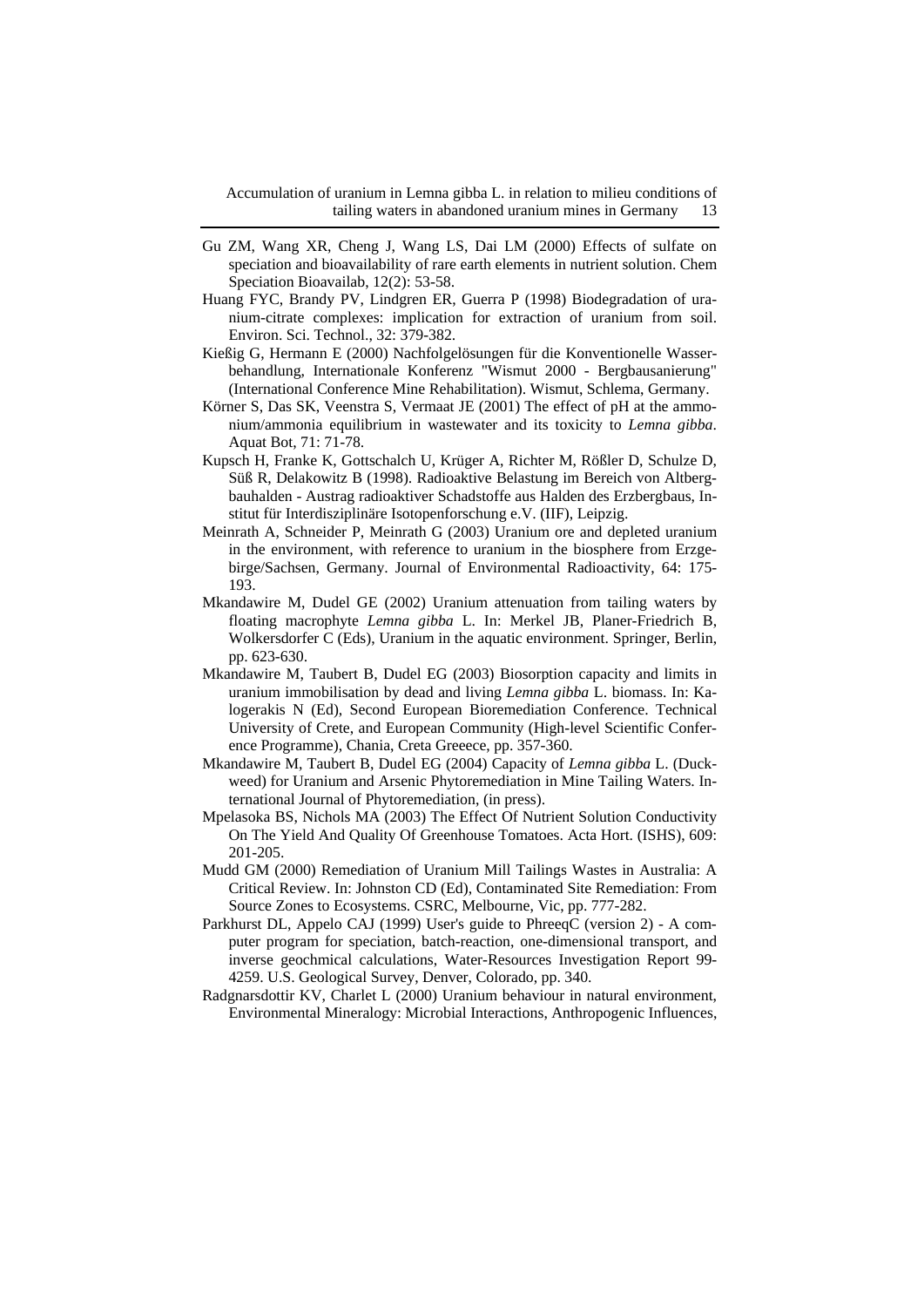Gu ZM, Wang XR, Cheng J, Wang LS, Dai LM (2000) Effects of sulfate on speciation and bioavailability of rare earth elements in nutrient solution. Chem Speciation Bioavailab, 12(2): 53-58.

Huang FYC, Brandy PV, Lindgren ER, Guerra P (1998) Biodegradation of uranium-citrate complexes: implication for extraction of uranium from soil. Environ. Sci. Technol., 32: 379-382.

Kießig G, Hermann E (2000) Nachfolgelösungen für die Konventionelle Wasserbehandlung, Internationale Konferenz "Wismut 2000 - Bergbausanierung" (International Conference Mine Rehabilitation). Wismut, Schlema, Germany.

Körner S, Das SK, Veenstra S, Vermaat JE (2001) The effect of pH at the ammonium/ammonia equilibrium in wastewater and its toxicity to *Lemna gibba*. Aquat Bot, 71: 71-78.

Kupsch H, Franke K, Gottschalch U, Krüger A, Richter M, Rößler D, Schulze D, Süß R, Delakowitz B (1998). Radioaktive Belastung im Bereich von Altbergbauhalden - Austrag radioaktiver Schadstoffe aus Halden des Erzbergbaus, Institut für Interdisziplinäre Isotopenforschung e.V. (IIF), Leipzig.

Meinrath A, Schneider P, Meinrath G (2003) Uranium ore and depleted uranium in the environment, with reference to uranium in the biosphere from Erzgebirge/Sachsen, Germany. Journal of Environmental Radioactivity, 64: 175-193.

Mkandawire M, Dudel GE (2002) Uranium attenuation from tailing waters by floating macrophyte *Lemna gibba* L. In: Merkel JB, Planer-Friedrich B, Wolkersdorfer C (Eds), Uranium in the aquatic environment. Springer, Berlin, pp. 623-630.

Mkandawire M, Taubert B, Dudel EG (2003) Biosorption capacity and limits in uranium immobilisation by dead and living *Lemna gibba* L. biomass. In: Kalogerakis N (Ed), Second European Bioremediation Conference. Technical University of Crete, and European Community (High-level Scientific Conference Programme), Chania, Creta Greeece, pp. 357-360.

Mkandawire M, Taubert B, Dudel EG (2004) Capacity of *Lemna gibba* L. (Duckweed) for Uranium and Arsenic Phytoremediation in Mine Tailing Waters. International Journal of Phytoremediation, (in press).

Mpelasoka BS, Nichols MA (2003) The Effect Of Nutrient Solution Conductivity On The Yield And Quality Of Greenhouse Tomatoes. Acta Hort. (ISHS), 609: 201-205.

Mudd GM (2000) Remediation of Uranium Mill Tailings Wastes in Australia: A Critical Review. In: Johnston CD (Ed), Contaminated Site Remediation: From Source Zones to Ecosystems. CSRC, Melbourne, Vic, pp. 777-282.

Parkhurst DL, Appelo CAJ (1999) User's guide to PhreeqC (version 2) - A computer program for speciation, batch-reaction, one-dimensional transport, and inverse geochmical calculations, Water-Resources Investigation Report 99-4259. U.S. Geological Survey, Denver, Colorado, pp. 340.

Radgnarsdottir KV, Charlet L (2000) Uranium behaviour in natural environment, Environmental Mineralogy: Microbial Interactions, Anthropogenic Influences,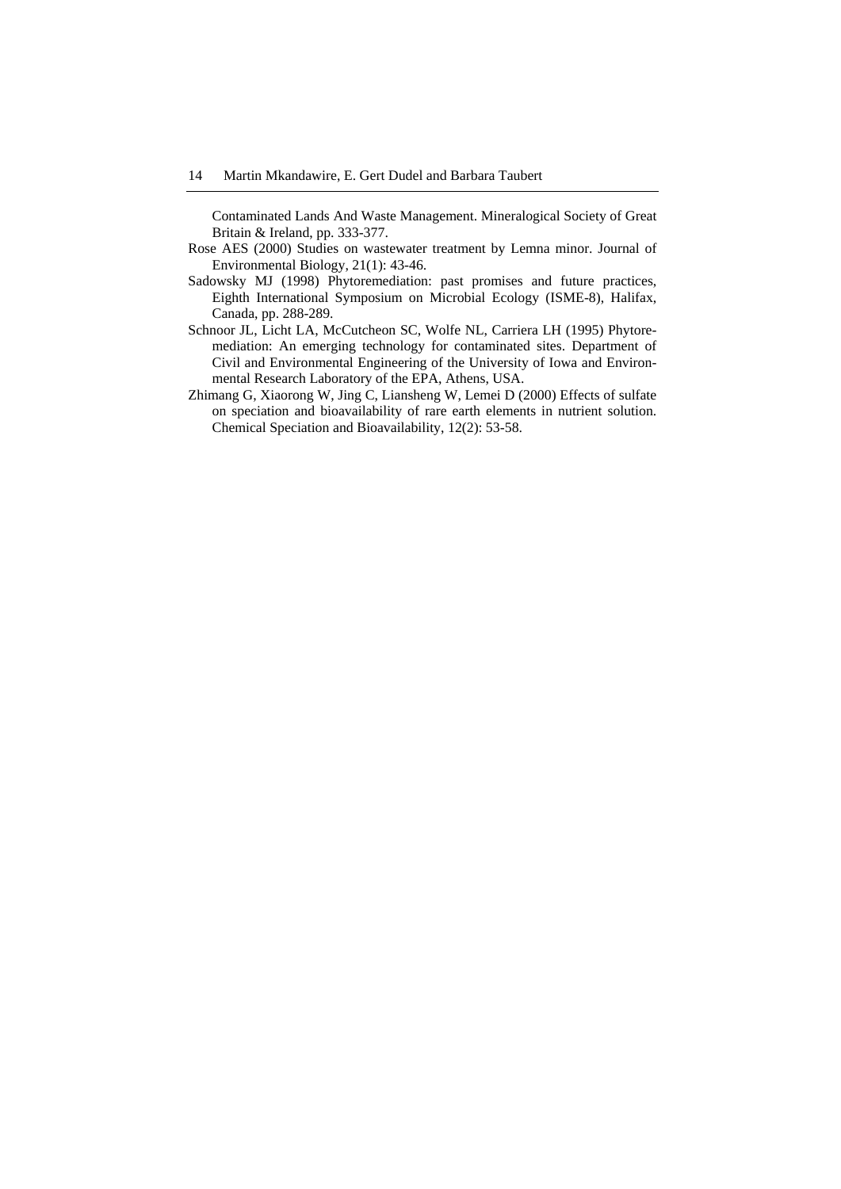Contaminated Lands And Waste Management. Mineralogical Society of Great Britain & Ireland, pp. 333-377.

Rose AES (2000) Studies on wastewater treatment by Lemna minor. Journal of Environmental Biology, 21(1): 43-46.

Sadowsky MJ (1998) Phytoremediation: past promises and future practices, Eighth International Symposium on Microbial Ecology (ISME-8), Halifax, Canada, pp. 288-289.

Schnoor JL, Licht LA, McCutcheon SC, Wolfe NL, Carriera LH (1995) Phytoremediation: An emerging technology for contaminated sites. Department of Civil and Environmental Engineering of the University of Iowa and Environmental Research Laboratory of the EPA, Athens, USA.

Zhimang G, Xiaorong W, Jing C, Liansheng W, Lemei D (2000) Effects of sulfate on speciation and bioavailability of rare earth elements in nutrient solution. Chemical Speciation and Bioavailability, 12(2): 53-58.